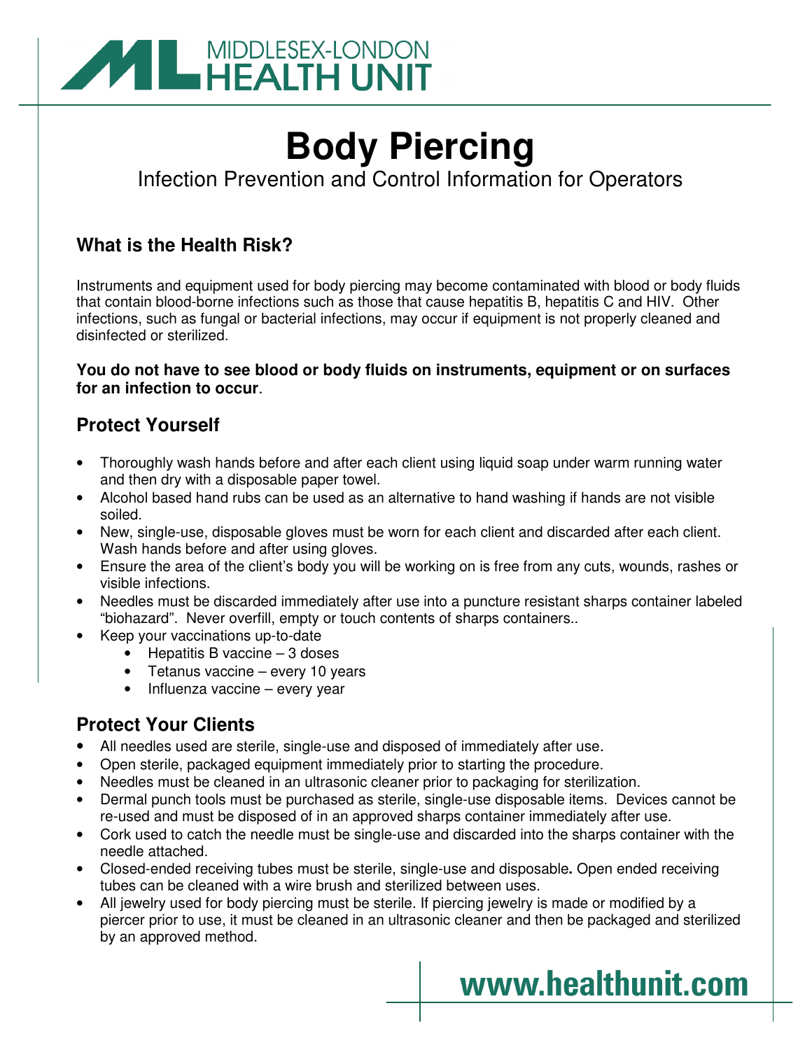MIDDLESEX-LONDON HEALTH UNIT

# Body Piercing

Infection Prevention and Control Information for Operators

## What is the Health Risk?

Instruments and equipment used for body piercing may become contaminated with blood or body fluids that contain blood-borne infections such as those that cause hepatitis B, hepatitis C and HIV. Other infections, such as fungal or bacterial infections, may occur if equipment is not properly cleaned and disinfected or sterilized.

**You do not have to see blood or body fluids on instruments, equipment or on surfaces for an infection to occur**.

## Protect Yourself

- Thoroughly wash hands before and after each client using liquid soap under warm running water and then dry with a disposable paper towel.
- Alcohol based hand rubs can be used as an alternative to hand washing if hands are not visible soiled.
- New, single-use, disposable gloves must be worn for each client and discarded after each client. Wash hands before and after using gloves.
- Ensure the area of the client's body you will be working on is free from any cuts, wounds, rashes or visible infections.
- Needles must be discarded immediately after use into a puncture resistant sharps container labeled "biohazard". Never overfill, empty or touch contents of sharps containers..
- Keep your vaccinations up-to-date
  - Hepatitis B vaccine – 3 doses
  - Tetanus vaccine – every 10 years
  - Influenza vaccine – every year

## Protect Your Clients

- All needles used are sterile, single-use and disposed of immediately after use.
- Open sterile, packaged equipment immediately prior to starting the procedure.
- Needles must be cleaned in an ultrasonic cleaner prior to packaging for sterilization.
- Dermal punch tools must be purchased as sterile, single-use disposable items. Devices cannot be re-used and must be disposed of in an approved sharps container immediately after use.
- Cork used to catch the needle must be single-use and discarded into the sharps container with the needle attached.
- Closed-ended receiving tubes must be sterile, single-use and disposable**.** Open ended receiving tubes can be cleaned with a wire brush and sterilized between uses.
- All jewelry used for body piercing must be sterile. If piercing jewelry is made or modified by a piercer prior to use, it must be cleaned in an ultrasonic cleaner and then be packaged and sterilized by an approved method.

www.healthunit.com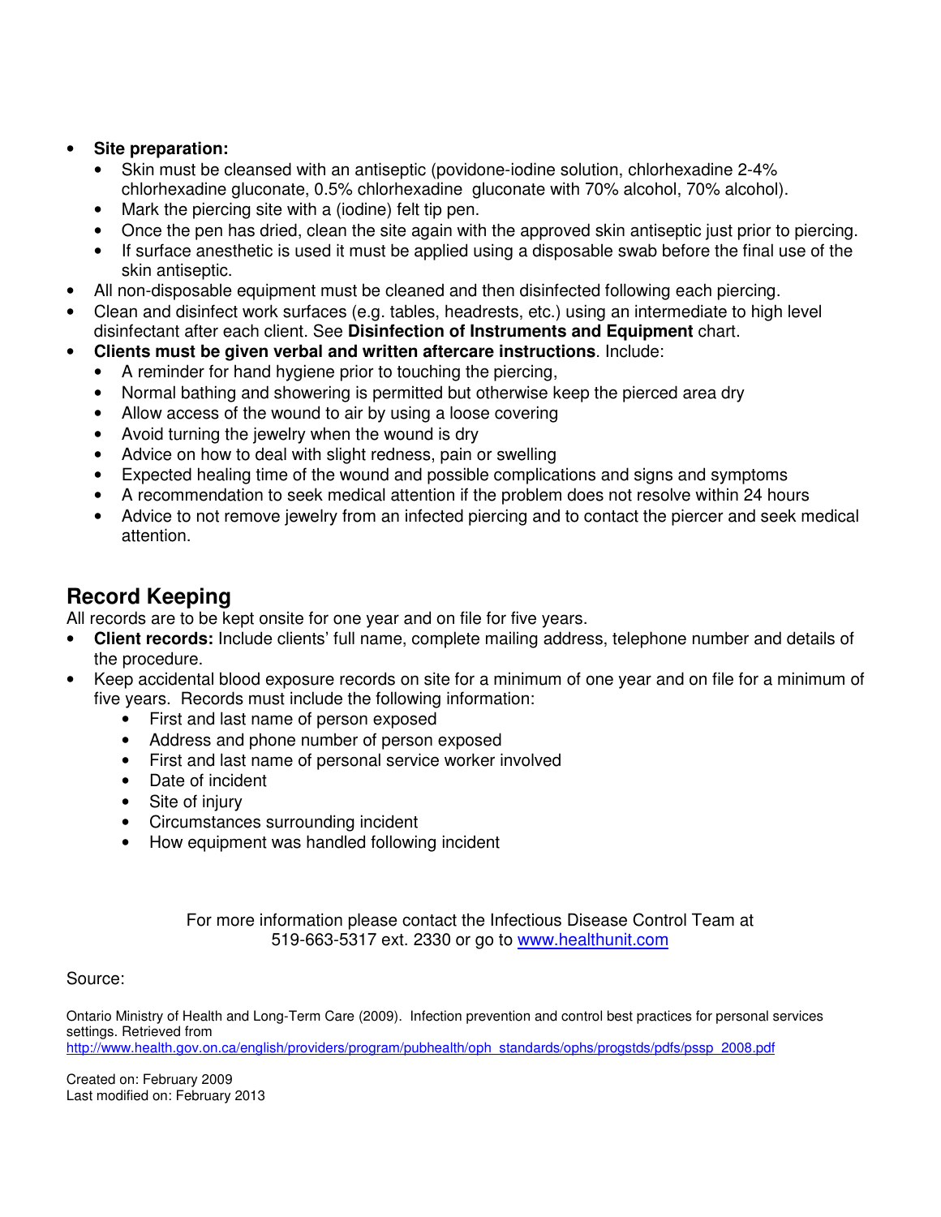- **Site preparation:**
  - Skin must be cleansed with an antiseptic (povidone-iodine solution, chlorhexadine 2-4% chlorhexadine gluconate, 0.5% chlorhexadine gluconate with 70% alcohol, 70% alcohol).
  - Mark the piercing site with a (iodine) felt tip pen.
  - Once the pen has dried, clean the site again with the approved skin antiseptic just prior to piercing.
  - If surface anesthetic is used it must be applied using a disposable swab before the final use of the skin antiseptic.
- All non-disposable equipment must be cleaned and then disinfected following each piercing.
- Clean and disinfect work surfaces (e.g. tables, headrests, etc.) using an intermediate to high level disinfectant after each client. See **Disinfection of Instruments and Equipment** chart.
- **Clients must be given verbal and written aftercare instructions**. Include:
  - A reminder for hand hygiene prior to touching the piercing,
  - Normal bathing and showering is permitted but otherwise keep the pierced area dry
  - Allow access of the wound to air by using a loose covering
  - Avoid turning the jewelry when the wound is dry
  - Advice on how to deal with slight redness, pain or swelling
  - Expected healing time of the wound and possible complications and signs and symptoms
  - A recommendation to seek medical attention if the problem does not resolve within 24 hours
  - Advice to not remove jewelry from an infected piercing and to contact the piercer and seek medical attention.

## Record Keeping

All records are to be kept onsite for one year and on file for five years.

- **Client records:** Include clients' full name, complete mailing address, telephone number and details of the procedure.
- Keep accidental blood exposure records on site for a minimum of one year and on file for a minimum of five years. Records must include the following information:
  - First and last name of person exposed
  - Address and phone number of person exposed
  - First and last name of personal service worker involved
  - Date of incident
  - Site of injury
  - Circumstances surrounding incident
  - How equipment was handled following incident

For more information please contact the Infectious Disease Control Team at 519-663-5317 ext. 2330 or go to [www.healthunit.com](www.healthunit.com)

Source:

Ontario Ministry of Health and Long-Term Care (2009). Infection prevention and control best practices for personal services settings. Retrieved from http://www.health.gov.on.ca/english/providers/program/pubhealth/oph_standards/ophs/progstds/pdfs/pssp_2008.pdf

Created on: February 2009
Last modified on: February 2013